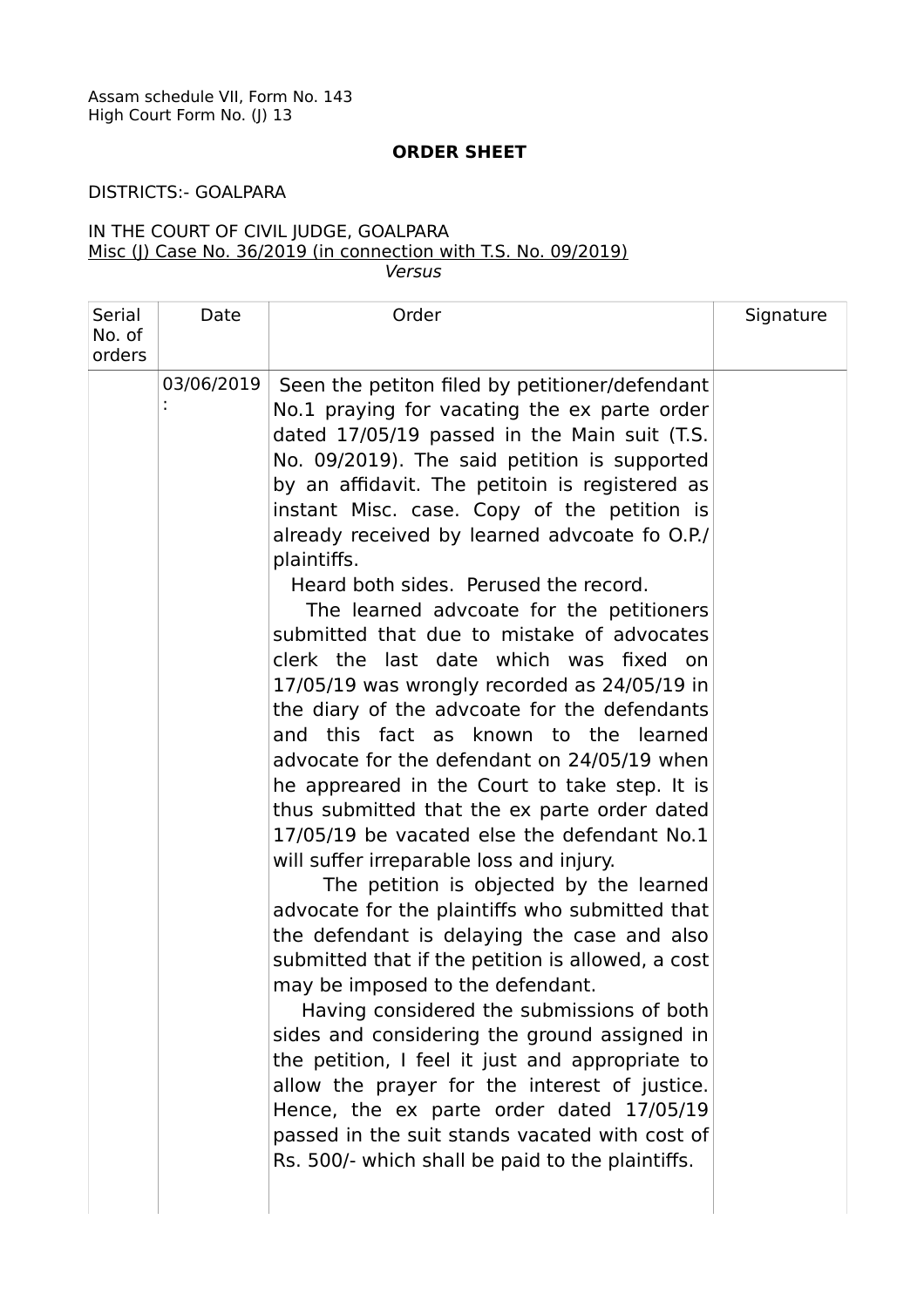Assam schedule VII, Form No. 143
High Court Form No. (J) 13

**ORDER SHEET**

DISTRICTS:- GOALPARA

IN THE COURT OF CIVIL JUDGE, GOALPARA
Misc (J) Case No. 36/2019 (in connection with T.S. No. 09/2019)
*Versus*

| Serial No. of orders | Date | Order | Signature |
|---|---|---|---|
| | 03/06/2019 : | Seen the petiton filed by petitioner/defendant No.1 praying for vacating the ex parte order dated 17/05/19 passed in the Main suit (T.S. No. 09/2019). The said petition is supported by an affidavit. The petitoin is registered as instant Misc. case. Copy of the petition is already received by learned advcoate fo O.P./ plaintiffs.<br>Heard both sides. Perused the record.<br>The learned advcoate for the petitioners submitted that due to mistake of advocates clerk the last date which was fixed on 17/05/19 was wrongly recorded as 24/05/19 in the diary of the advcoate for the defendants and this fact as known to the learned advocate for the defendant on 24/05/19 when he appreared in the Court to take step. It is thus submitted that the ex parte order dated 17/05/19 be vacated else the defendant No.1 will suffer irreparable loss and injury.<br>The petition is objected by the learned advocate for the plaintiffs who submitted that the defendant is delaying the case and also submitted that if the petition is allowed, a cost may be imposed to the defendant.<br>Having considered the submissions of both sides and considering the ground assigned in the petition, I feel it just and appropriate to allow the prayer for the interest of justice. Hence, the ex parte order dated 17/05/19 passed in the suit stands vacated with cost of Rs. 500/- which shall be paid to the plaintiffs. | |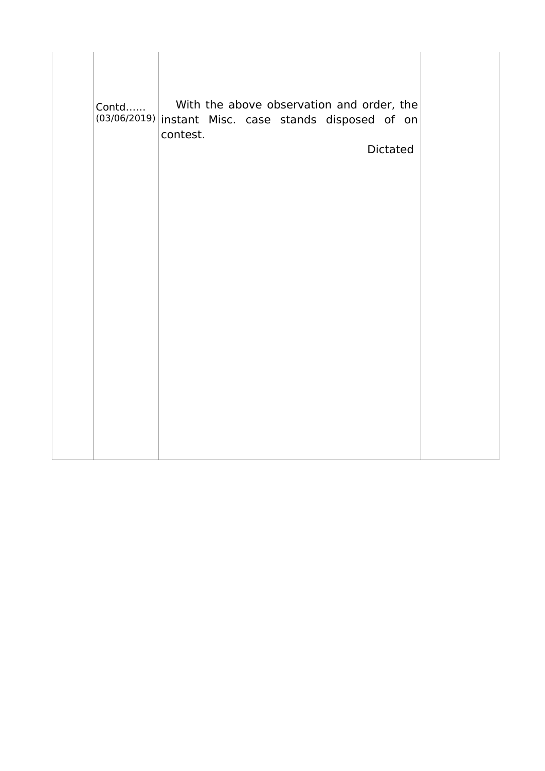| | | | |
|---|---|---|---|
| | Contd…… (03/06/2019) | With the above observation and order, the instant Misc. case stands disposed of on contest. Dictated | |